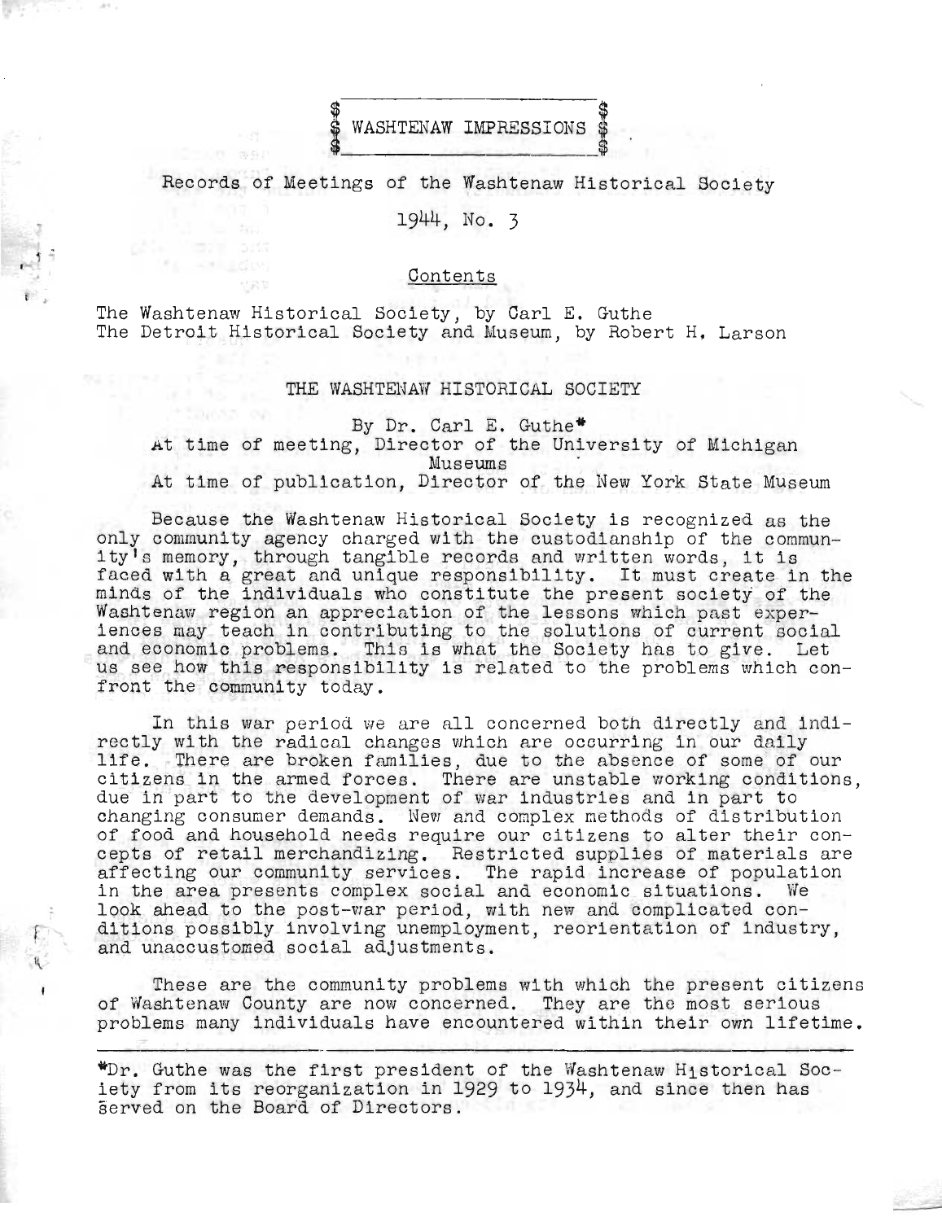# WASHTENAW IMPRESSIONS

Records of Meetings of the Washtenaw Historical Society

1944, No. 3

Contents

The Washtenaw Historical Society, by Carl E. Guthe
The Detroit Historical Society and Museum, by Robert H. Larson

## THE WASHTENAW HISTORICAL SOCIETY

By Dr. Carl E. Guthe*

At time of meeting, Director of the University of Michigan Museums

At time of publication, Director of the New York State Museum

Because the Washtenaw Historical Society is recognized as the only community agency charged with the custodianship of the community's memory, through tangible records and written words, it is faced with a great and unique responsibility. It must create in the minds of the individuals who constitute the present society of the Washtenaw region an appreciation of the lessons which past experiences may teach in contributing to the solutions of current social and economic problems. This is what the Society has to give. Let us see how this responsibility is related to the problems which confront the community today.

In this war period we are all concerned both directly and indirectly with the radical changes which are occurring in our daily life. There are broken families, due to the absence of some of our citizens in the armed forces. There are unstable working conditions, due in part to the development of war industries and in part to changing consumer demands. New and complex methods of distribution of food and household needs require our citizens to alter their concepts of retail merchandizing. Restricted supplies of materials are affecting our community services. The rapid increase of population in the area presents complex social and economic situations. We look ahead to the post-war period, with new and complicated conditions possibly involving unemployment, reorientation of industry, and unaccustomed social adjustments.

These are the community problems with which the present citizens of Washtenaw County are now concerned. They are the most serious problems many individuals have encountered within their own lifetime.

---

*Dr. Guthe was the first president of the Washtenaw Historical Society from its reorganization in 1929 to 1934, and since then has served on the Board of Directors.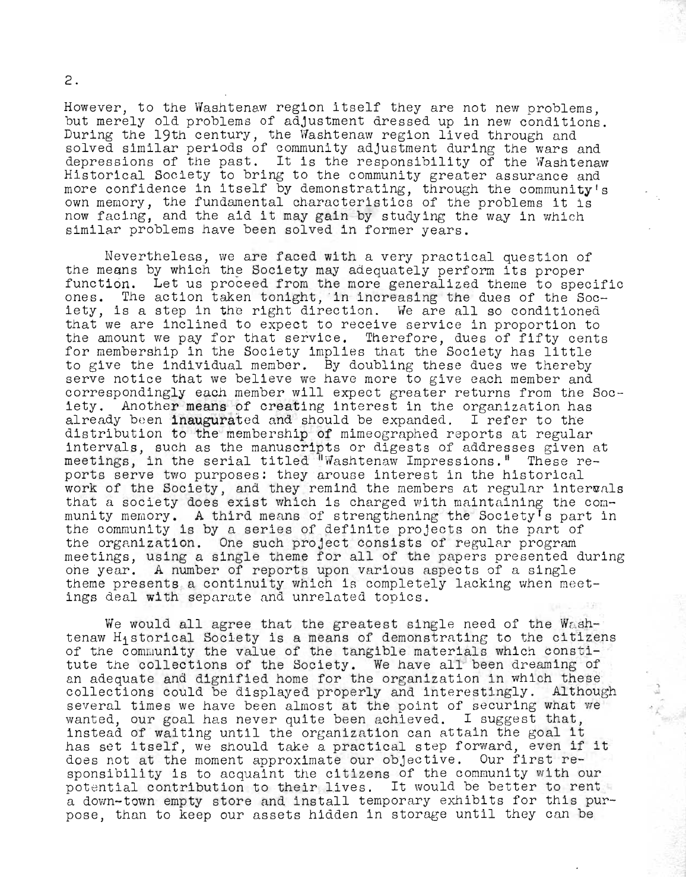However, to the Washtenaw region itself they are not new problems, but merely old problems of adjustment dressed up in new conditions. During the 19th century, the Washtenaw region lived through and solved similar periods of community adjustment during the wars and depressions of the past. It is the responsibility of the Washtenaw Historical Society to bring to the community greater assurance and more confidence in itself by demonstrating, through the community's own memory, the fundamental characteristics of the problems it is now facing, and the aid it may gain by studying the way in which similar problems have been solved in former years.

Nevertheless, we are faced with a very practical question of the means by which the Society may adequately perform its proper function. Let us proceed from the more generalized theme to specific ones. The action taken tonight, in increasing the dues of the Society, is a step in the right direction. We are all so conditioned that we are inclined to expect to receive service in proportion to the amount we pay for that service. Therefore, dues of fifty cents for membership in the Society implies that the Society has little to give the individual member. By doubling these dues we thereby serve notice that we believe we have more to give each member and correspondingly each member will expect greater returns from the Society. Another means of creating interest in the organization has already been inaugurated and should be expanded. I refer to the distribution to the membership of mimeographed reports at regular intervals, such as the manuscripts or digests of addresses given at meetings, in the serial titled "Washtenaw Impressions." These reports serve two purposes: they arouse interest in the historical work of the Society, and they remind the members at regular intervals that a society does exist which is charged with maintaining the community memory. A third means of strengthening the Society's part in the community is by a series of definite projects on the part of the organization. One such project consists of regular program meetings, using a single theme for all of the papers presented during one year. A number of reports upon various aspects of a single theme presents a continuity which is completely lacking when meetings deal with separate and unrelated topics.

We would all agree that the greatest single need of the Washtenaw Historical Society is a means of demonstrating to the citizens of the community the value of the tangible materials which constitute the collections of the Society. We have all been dreaming of an adequate and dignified home for the organization in which these collections could be displayed properly and interestingly. Although several times we have been almost at the point of securing what we wanted, our goal has never quite been achieved. I suggest that, instead of waiting until the organization can attain the goal it has set itself, we should take a practical step forward, even if it does not at the moment approximate our objective. Our first responsibility is to acquaint the citizens of the community with our potential contribution to their lives. It would be better to rent a down-town empty store and install temporary exhibits for this purpose, than to keep our assets hidden in storage until they can be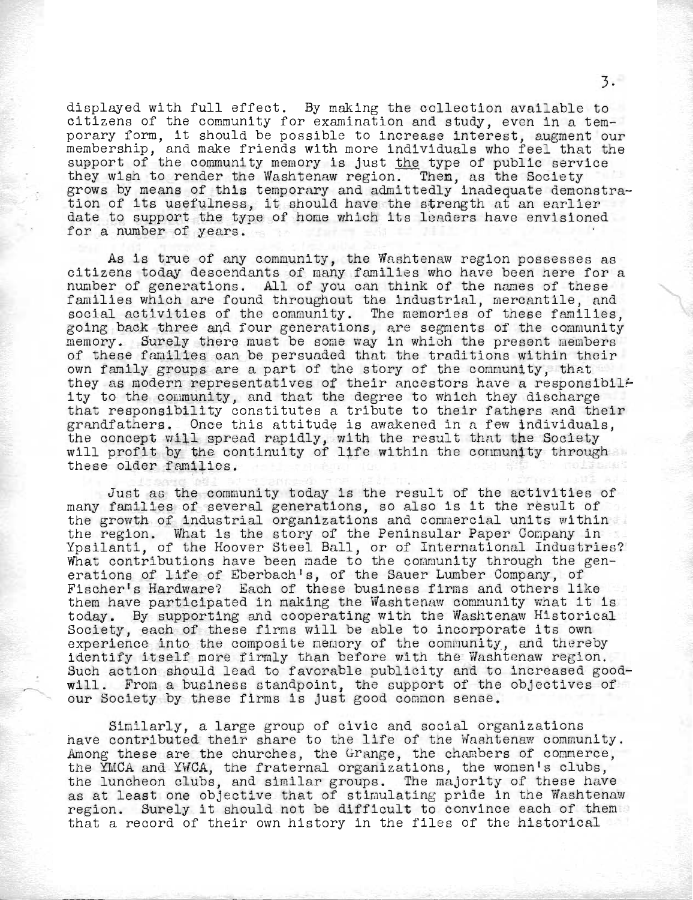displayed with full effect. By making the collection available to citizens of the community for examination and study, even in a temporary form, it should be possible to increase interest, augment our membership, and make friends with more individuals who feel that the support of the community memory is just the type of public service they wish to render the Washtenaw region. Them, as the Society grows by means of this temporary and admittedly inadequate demonstration of its usefulness, it should have the strength at an earlier date to support the type of home which its leaders have envisioned for a number of years.

As is true of any community, the Washtenaw region possesses as citizens today descendants of many families who have been here for a number of generations. All of you can think of the names of these families which are found throughout the industrial, mercantile, and social activities of the community. The memories of these families, going back three and four generations, are segments of the community memory. Surely there must be some way in which the present members of these families can be persuaded that the traditions within their own family groups are a part of the story of the community, that they as modern representatives of their ancestors have a responsibility to the community, and that the degree to which they discharge that responsibility constitutes a tribute to their fathers and their grandfathers. Once this attitude is awakened in a few individuals, the concept will spread rapidly, with the result that the Society will profit by the continuity of life within the community through these older families.

Just as the community today is the result of the activities of many families of several generations, so also is it the result of the growth of industrial organizations and commercial units within the region. What is the story of the Peninsular Paper Company in Ypsilanti, of the Hoover Steel Ball, or of International Industries? What contributions have been made to the community through the generations of life of Eberbach's, of the Sauer Lumber Company, of Fischer's Hardware? Each of these business firms and others like them have participated in making the Washtenaw community what it is today. By supporting and cooperating with the Washtenaw Historical Society, each of these firms will be able to incorporate its own experience into the composite memory of the community, and thereby identify itself more firmly than before with the Washtenaw region. Such action should lead to favorable publicity and to increased goodwill. From a business standpoint, the support of the objectives of our Society by these firms is just good common sense.

Similarly, a large group of civic and social organizations have contributed their share to the life of the Washtenaw community. Among these are the churches, the Grange, the chambers of commerce, the YMCA and YWCA, the fraternal organizations, the women's clubs, the luncheon clubs, and similar groups. The majority of these have as at least one objective that of stimulating pride in the Washtenaw region. Surely it should not be difficult to convince each of them that a record of their own history in the files of the historical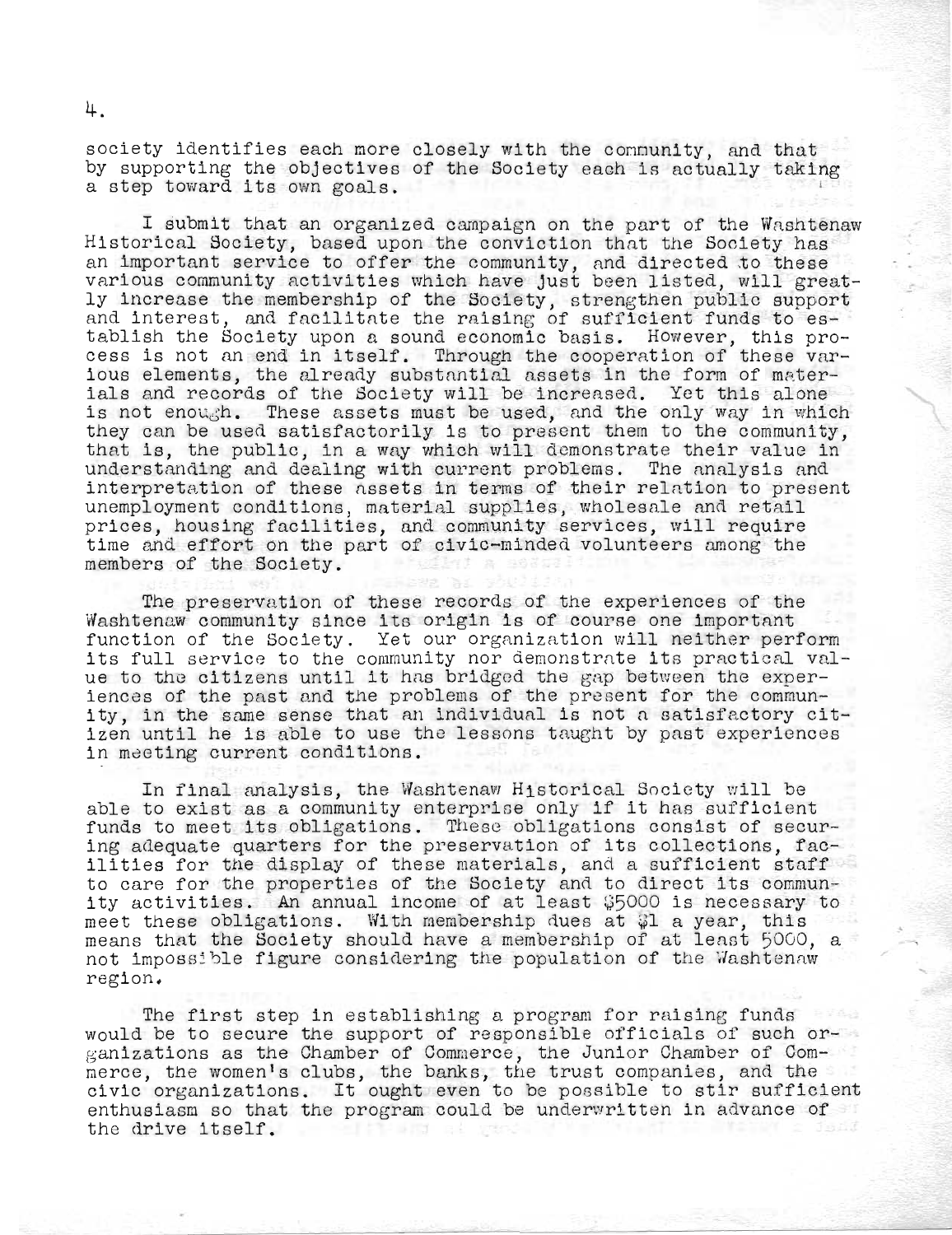society identifies each more closely with the community, and that by supporting the objectives of the Society each is actually taking a step toward its own goals.

I submit that an organized campaign on the part of the Washtenaw Historical Society, based upon the conviction that the Society has an important service to offer the community, and directed to these various community activities which have just been listed, will greatly increase the membership of the Society, strengthen public support and interest, and facilitate the raising of sufficient funds to establish the Society upon a sound economic basis. However, this process is not an end in itself. Through the cooperation of these various elements, the already substantial assets in the form of materials and records of the Society will be increased. Yet this alone is not enough. These assets must be used, and the only way in which they can be used satisfactorily is to present them to the community, that is, the public, in a way which will demonstrate their value in understanding and dealing with current problems. The analysis and interpretation of these assets in terms of their relation to present unemployment conditions, material supplies, wholesale and retail prices, housing facilities, and community services, will require time and effort on the part of civic-minded volunteers among the members of the Society.

The preservation of these records of the experiences of the Washtenaw community since its origin is of course one important function of the Society. Yet our organization will neither perform its full service to the community nor demonstrate its practical value to the citizens until it has bridged the gap between the experiences of the past and the problems of the present for the community, in the same sense that an individual is not a satisfactory citizen until he is able to use the lessons taught by past experiences in meeting current conditions.

In final analysis, the Washtenaw Historical Society will be able to exist as a community enterprise only if it has sufficient funds to meet its obligations. These obligations consist of securing adequate quarters for the preservation of its collections, facilities for the display of these materials, and a sufficient staff to care for the properties of the Society and to direct its community activities. An annual income of at least $5000 is necessary to meet these obligations. With membership dues at $1 a year, this means that the Society should have a membership of at least 5000, a not impossible figure considering the population of the Washtenaw region.

The first step in establishing a program for raising funds would be to secure the support of responsible officials of such organizations as the Chamber of Commerce, the Junior Chamber of Commerce, the women's clubs, the banks, the trust companies, and the civic organizations. It ought even to be possible to stir sufficient enthusiasm so that the program could be underwritten in advance of the drive itself.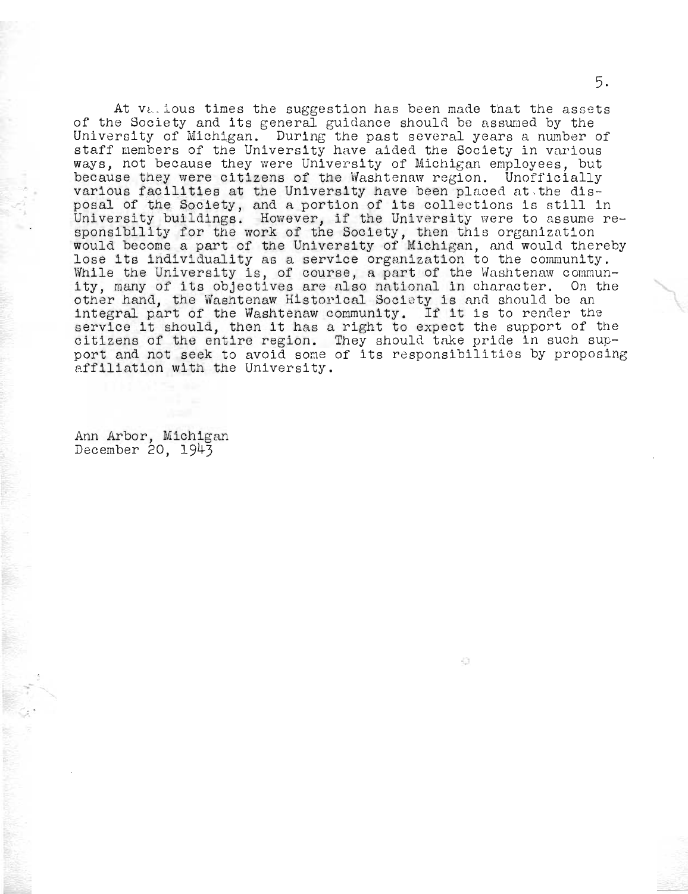At various times the suggestion has been made that the assets of the Society and its general guidance should be assumed by the University of Michigan. During the past several years a number of staff members of the University have aided the Society in various ways, not because they were University of Michigan employees, but because they were citizens of the Washtenaw region. Unofficially various facilities at the University have been placed at the disposal of the Society, and a portion of its collections is still in University buildings. However, if the University were to assume responsibility for the work of the Society, then this organization would become a part of the University of Michigan, and would thereby lose its individuality as a service organization to the community. While the University is, of course, a part of the Washtenaw community, many of its objectives are also national in character. On the other hand, the Washtenaw Historical Society is and should be an integral part of the Washtenaw community. If it is to render the service it should, then it has a right to expect the support of the citizens of the entire region. They should take pride in such support and not seek to avoid some of its responsibilities by proposing affiliation with the University.

Ann Arbor, Michigan
December 20, 1943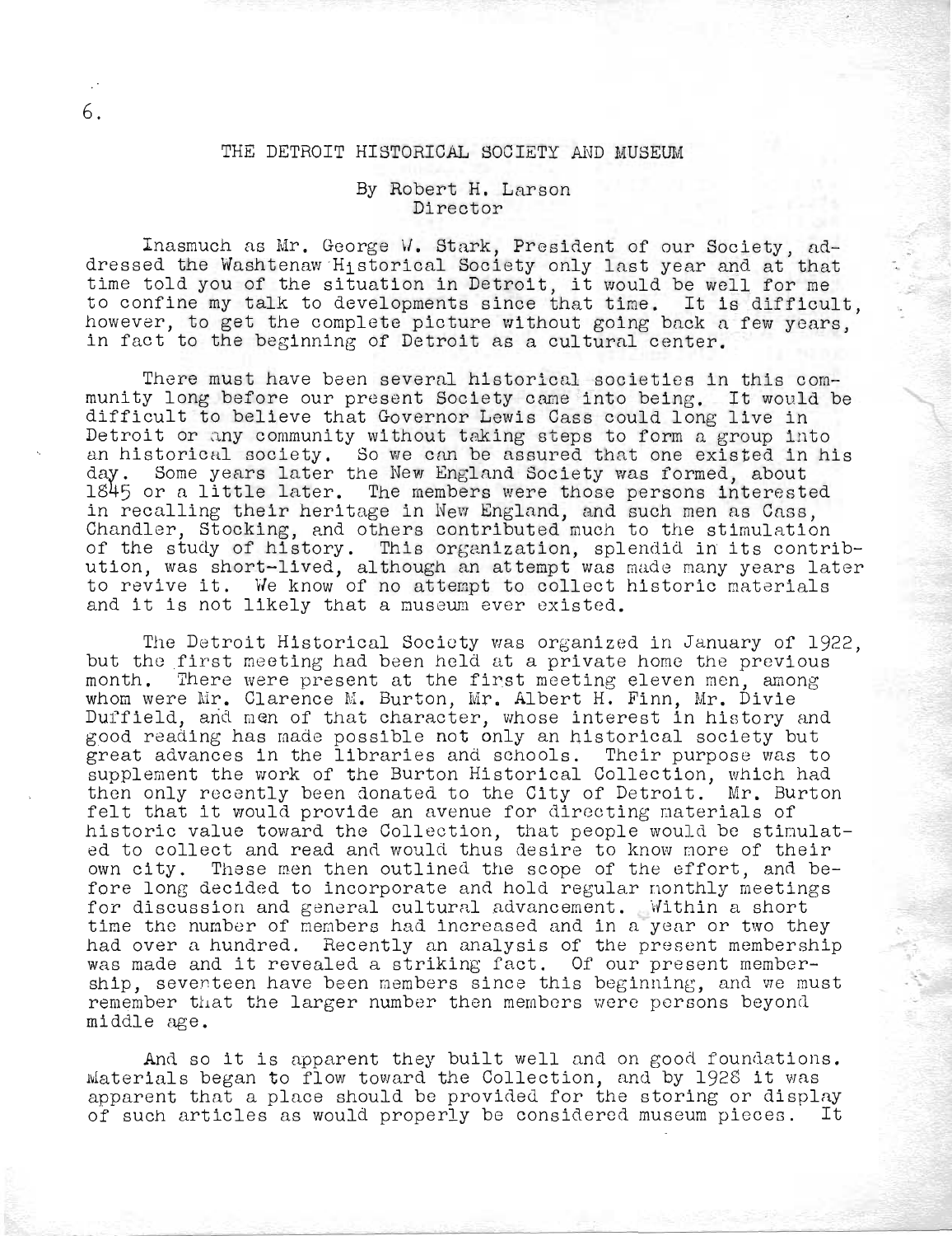# THE DETROIT HISTORICAL SOCIETY AND MUSEUM

By Robert H. Larson
Director

Inasmuch as Mr. George W. Stark, President of our Society, addressed the Washtenaw Historical Society only last year and at that time told you of the situation in Detroit, it would be well for me to confine my talk to developments since that time. It is difficult, however, to get the complete picture without going back a few years, in fact to the beginning of Detroit as a cultural center.

There must have been several historical societies in this community long before our present Society came into being. It would be difficult to believe that Governor Lewis Cass could long live in Detroit or any community without taking steps to form a group into an historical society. So we can be assured that one existed in his day. Some years later the New England Society was formed, about 1845 or a little later. The members were those persons interested in recalling their heritage in New England, and such men as Cass, Chandler, Stocking, and others contributed much to the stimulation of the study of history. This organization, splendid in its contribution, was short-lived, although an attempt was made many years later to revive it. We know of no attempt to collect historic materials and it is not likely that a museum ever existed.

The Detroit Historical Society was organized in January of 1922, but the first meeting had been held at a private home the previous month. There were present at the first meeting eleven men, among whom were Mr. Clarence M. Burton, Mr. Albert H. Finn, Mr. Divie Duffield, and men of that character, whose interest in history and good reading has made possible not only an historical society but great advances in the libraries and schools. Their purpose was to supplement the work of the Burton Historical Collection, which had then only recently been donated to the City of Detroit. Mr. Burton felt that it would provide an avenue for directing materials of historic value toward the Collection, that people would be stimulated to collect and read and would thus desire to know more of their own city. These men then outlined the scope of the effort, and before long decided to incorporate and hold regular monthly meetings for discussion and general cultural advancement. Within a short time the number of members had increased and in a year or two they had over a hundred. Recently an analysis of the present membership was made and it revealed a striking fact. Of our present membership, seventeen have been members since this beginning, and we must remember that the larger number then members were persons beyond middle age.

And so it is apparent they built well and on good foundations. Materials began to flow toward the Collection, and by 1928 it was apparent that a place should be provided for the storing or display of such articles as would properly be considered museum pieces. It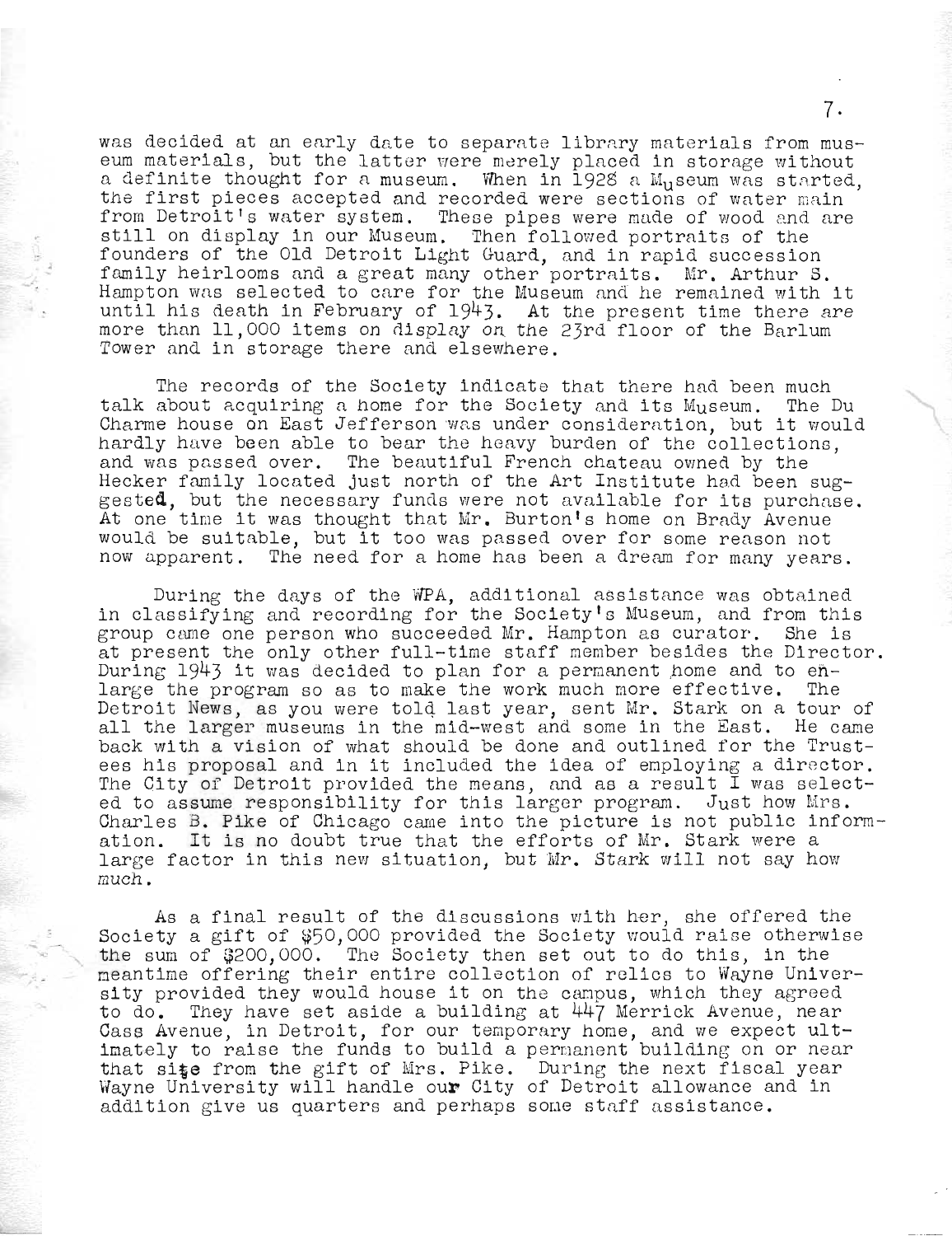was decided at an early date to separate library materials from museum materials, but the latter were merely placed in storage without a definite thought for a museum. When in 1928 a Museum was started, the first pieces accepted and recorded were sections of water main from Detroit's water system. These pipes were made of wood and are still on display in our Museum. Then followed portraits of the founders of the Old Detroit Light Guard, and in rapid succession family heirlooms and a great many other portraits. Mr. Arthur S. Hampton was selected to care for the Museum and he remained with it until his death in February of 1943. At the present time there are more than 11,000 items on display on the 23rd floor of the Barlum Tower and in storage there and elsewhere.

The records of the Society indicate that there had been much talk about acquiring a home for the Society and its Museum. The Du Charme house on East Jefferson was under consideration, but it would hardly have been able to bear the heavy burden of the collections, and was passed over. The beautiful French chateau owned by the Hecker family located just north of the Art Institute had been suggested, but the necessary funds were not available for its purchase. At one time it was thought that Mr. Burton's home on Brady Avenue would be suitable, but it too was passed over for some reason not now apparent. The need for a home has been a dream for many years.

During the days of the WPA, additional assistance was obtained in classifying and recording for the Society's Museum, and from this group came one person who succeeded Mr. Hampton as curator. She is at present the only other full-time staff member besides the Director. During 1943 it was decided to plan for a permanent home and to enlarge the program so as to make the work much more effective. The Detroit News, as you were told last year, sent Mr. Stark on a tour of all the larger museums in the mid-west and some in the East. He came back with a vision of what should be done and outlined for the Trustees his proposal and in it included the idea of employing a director. The City of Detroit provided the means, and as a result I was selected to assume responsibility for this larger program. Just how Mrs. Charles B. Pike of Chicago came into the picture is not public information. It is no doubt true that the efforts of Mr. Stark were a large factor in this new situation, but Mr. Stark will not say how much.

As a final result of the discussions with her, she offered the Society a gift of $50,000 provided the Society would raise otherwise the sum of $200,000. The Society then set out to do this, in the meantime offering their entire collection of relics to Wayne University provided they would house it on the campus, which they agreed to do. They have set aside a building at 447 Merrick Avenue, near Cass Avenue, in Detroit, for our temporary home, and we expect ultimately to raise the funds to build a permanent building on or near that site from the gift of Mrs. Pike. During the next fiscal year Wayne University will handle our City of Detroit allowance and in addition give us quarters and perhaps some staff assistance.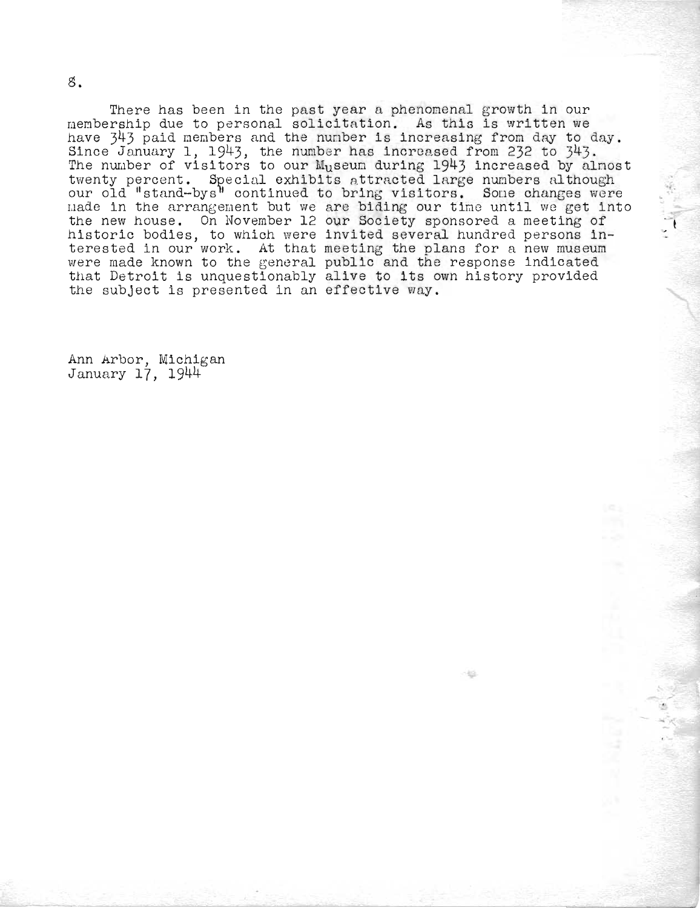There has been in the past year a phenomenal growth in our membership due to personal solicitation. As this is written we have 343 paid members and the number is increasing from day to day. Since January 1, 1943, the number has increased from 232 to 343. The number of visitors to our Museum during 1943 increased by almost twenty percent. Special exhibits attracted large numbers although our old "stand-bys" continued to bring visitors. Some changes were made in the arrangement but we are biding our time until we get into the new house. On November 12 our Society sponsored a meeting of historic bodies, to which were invited several hundred persons interested in our work. At that meeting the plans for a new museum were made known to the general public and the response indicated that Detroit is unquestionably alive to its own history provided the subject is presented in an effective way.

Ann Arbor, Michigan
January 17, 1944